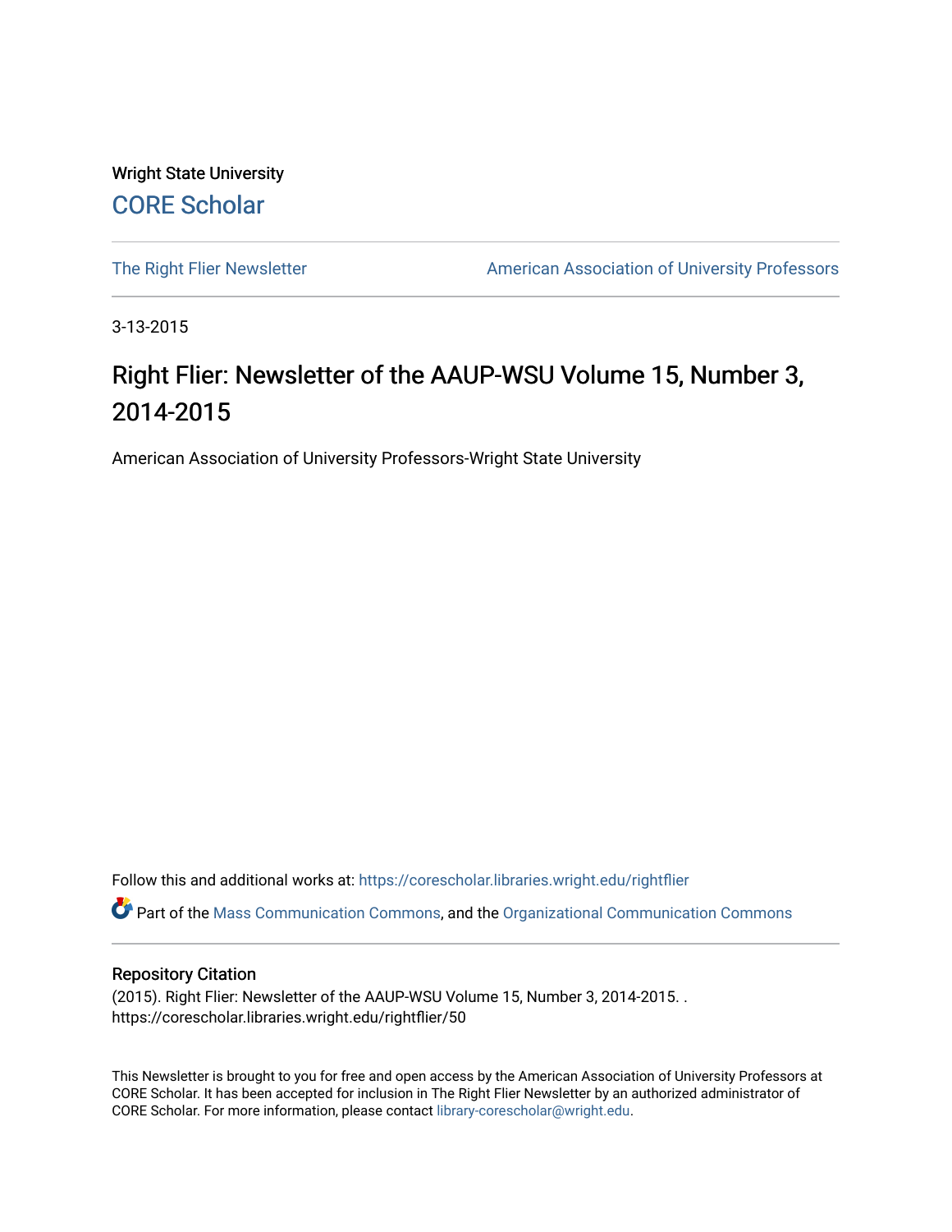Wright State University

CORE Scholar

The Right Flier Newsletter

American Association of University Professors

3-13-2015

# Right Flier: Newsletter of the AAUP-WSU Volume 15, Number 3, 2014-2015

American Association of University Professors-Wright State University

Follow this and additional works at: https://corescholar.libraries.wright.edu/rightflier

Part of the Mass Communication Commons, and the Organizational Communication Commons

## Repository Citation

(2015). Right Flier: Newsletter of the AAUP-WSU Volume 15, Number 3, 2014-2015. . https://corescholar.libraries.wright.edu/rightflier/50

This Newsletter is brought to you for free and open access by the American Association of University Professors at CORE Scholar. It has been accepted for inclusion in The Right Flier Newsletter by an authorized administrator of CORE Scholar. For more information, please contact library-corescholar@wright.edu.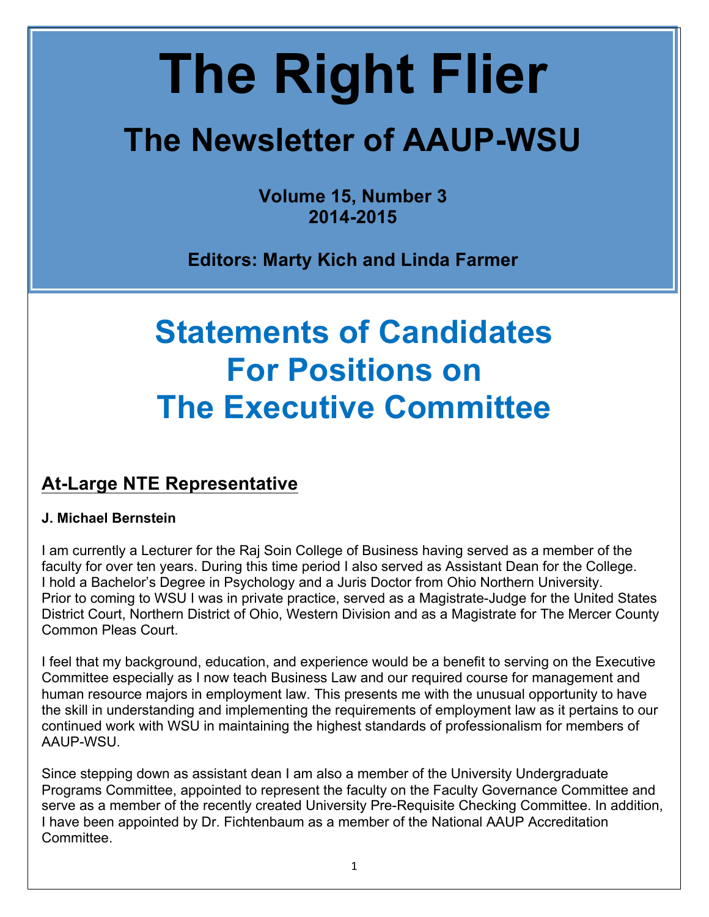# The Right Flier

## The Newsletter of AAUP-WSU

**Volume 15, Number 3**
**2014-2015**

**Editors: Marty Kich and Linda Farmer**

# Statements of Candidates For Positions on The Executive Committee

## At-Large NTE Representative

**J. Michael Bernstein**

I am currently a Lecturer for the Raj Soin College of Business having served as a member of the faculty for over ten years. During this time period I also served as Assistant Dean for the College. I hold a Bachelor's Degree in Psychology and a Juris Doctor from Ohio Northern University. Prior to coming to WSU I was in private practice, served as a Magistrate-Judge for the United States District Court, Northern District of Ohio, Western Division and as a Magistrate for The Mercer County Common Pleas Court.

I feel that my background, education, and experience would be a benefit to serving on the Executive Committee especially as I now teach Business Law and our required course for management and human resource majors in employment law. This presents me with the unusual opportunity to have the skill in understanding and implementing the requirements of employment law as it pertains to our continued work with WSU in maintaining the highest standards of professionalism for members of AAUP-WSU.

Since stepping down as assistant dean I am also a member of the University Undergraduate Programs Committee, appointed to represent the faculty on the Faculty Governance Committee and serve as a member of the recently created University Pre-Requisite Checking Committee. In addition, I have been appointed by Dr. Fichtenbaum as a member of the National AAUP Accreditation Committee.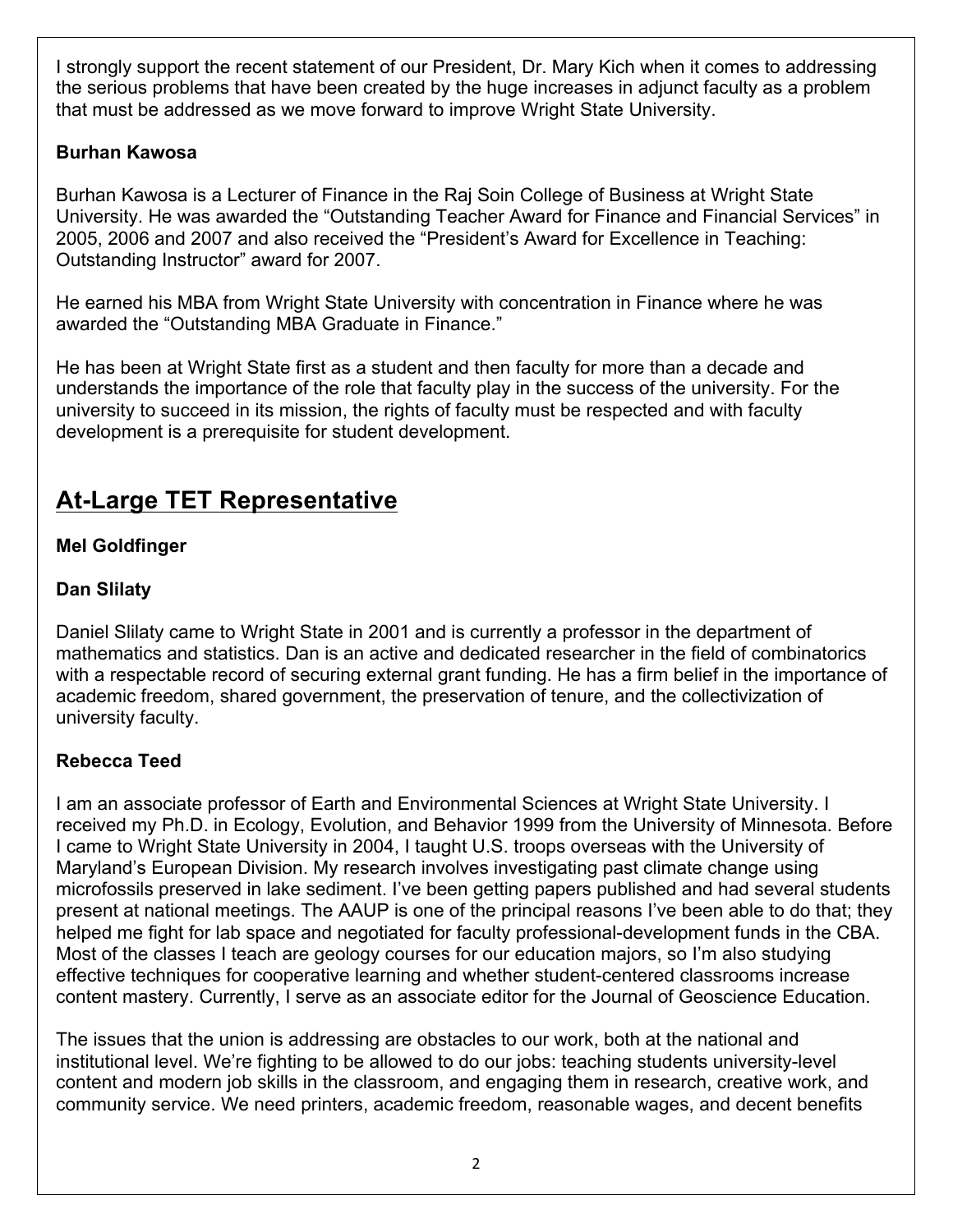I strongly support the recent statement of our President, Dr. Mary Kich when it comes to addressing the serious problems that have been created by the huge increases in adjunct faculty as a problem that must be addressed as we move forward to improve Wright State University.

**Burhan Kawosa**

Burhan Kawosa is a Lecturer of Finance in the Raj Soin College of Business at Wright State University. He was awarded the "Outstanding Teacher Award for Finance and Financial Services" in 2005, 2006 and 2007 and also received the "President's Award for Excellence in Teaching: Outstanding Instructor" award for 2007.

He earned his MBA from Wright State University with concentration in Finance where he was awarded the "Outstanding MBA Graduate in Finance."

He has been at Wright State first as a student and then faculty for more than a decade and understands the importance of the role that faculty play in the success of the university. For the university to succeed in its mission, the rights of faculty must be respected and with faculty development is a prerequisite for student development.

## At-Large TET Representative

**Mel Goldfinger**

**Dan Slilaty**

Daniel Slilaty came to Wright State in 2001 and is currently a professor in the department of mathematics and statistics. Dan is an active and dedicated researcher in the field of combinatorics with a respectable record of securing external grant funding. He has a firm belief in the importance of academic freedom, shared government, the preservation of tenure, and the collectivization of university faculty.

**Rebecca Teed**

I am an associate professor of Earth and Environmental Sciences at Wright State University. I received my Ph.D. in Ecology, Evolution, and Behavior 1999 from the University of Minnesota. Before I came to Wright State University in 2004, I taught U.S. troops overseas with the University of Maryland's European Division. My research involves investigating past climate change using microfossils preserved in lake sediment. I've been getting papers published and had several students present at national meetings. The AAUP is one of the principal reasons I've been able to do that; they helped me fight for lab space and negotiated for faculty professional-development funds in the CBA. Most of the classes I teach are geology courses for our education majors, so I'm also studying effective techniques for cooperative learning and whether student-centered classrooms increase content mastery. Currently, I serve as an associate editor for the Journal of Geoscience Education.

The issues that the union is addressing are obstacles to our work, both at the national and institutional level. We're fighting to be allowed to do our jobs: teaching students university-level content and modern job skills in the classroom, and engaging them in research, creative work, and community service. We need printers, academic freedom, reasonable wages, and decent benefits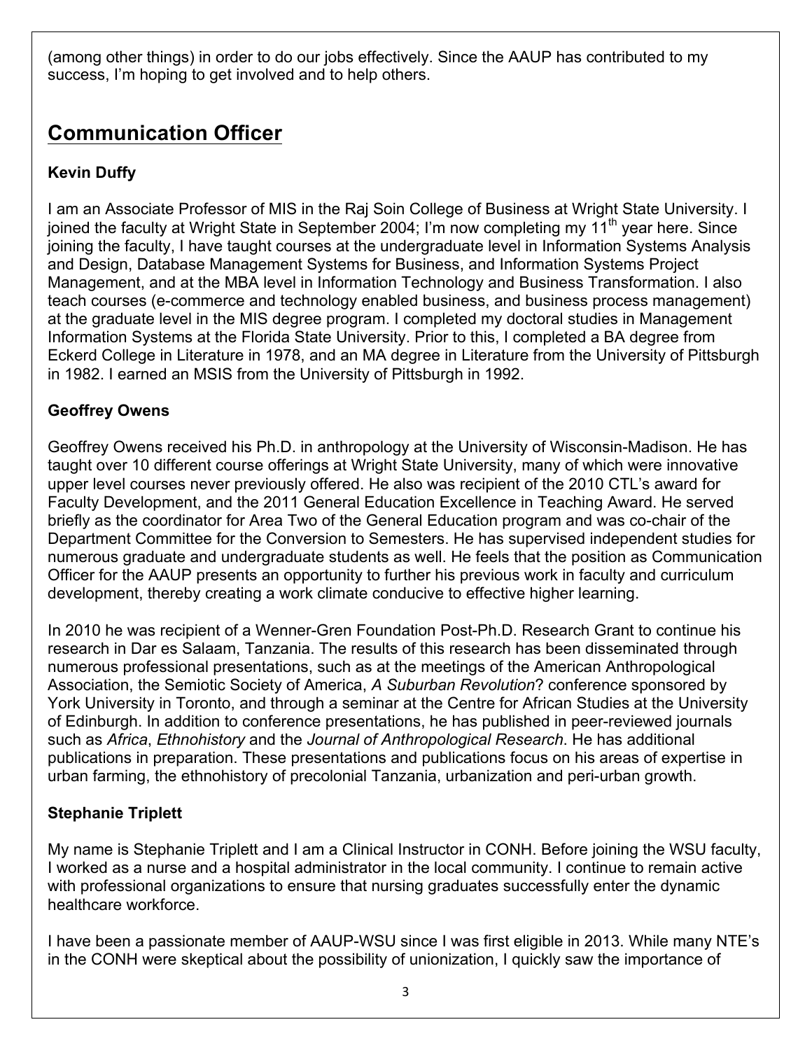(among other things) in order to do our jobs effectively. Since the AAUP has contributed to my success, I'm hoping to get involved and to help others.

## Communication Officer

**Kevin Duffy**

I am an Associate Professor of MIS in the Raj Soin College of Business at Wright State University. I joined the faculty at Wright State in September 2004; I'm now completing my 11th year here. Since joining the faculty, I have taught courses at the undergraduate level in Information Systems Analysis and Design, Database Management Systems for Business, and Information Systems Project Management, and at the MBA level in Information Technology and Business Transformation. I also teach courses (e-commerce and technology enabled business, and business process management) at the graduate level in the MIS degree program. I completed my doctoral studies in Management Information Systems at the Florida State University. Prior to this, I completed a BA degree from Eckerd College in Literature in 1978, and an MA degree in Literature from the University of Pittsburgh in 1982. I earned an MSIS from the University of Pittsburgh in 1992.

**Geoffrey Owens**

Geoffrey Owens received his Ph.D. in anthropology at the University of Wisconsin-Madison. He has taught over 10 different course offerings at Wright State University, many of which were innovative upper level courses never previously offered. He also was recipient of the 2010 CTL's award for Faculty Development, and the 2011 General Education Excellence in Teaching Award. He served briefly as the coordinator for Area Two of the General Education program and was co-chair of the Department Committee for the Conversion to Semesters. He has supervised independent studies for numerous graduate and undergraduate students as well. He feels that the position as Communication Officer for the AAUP presents an opportunity to further his previous work in faculty and curriculum development, thereby creating a work climate conducive to effective higher learning.

In 2010 he was recipient of a Wenner-Gren Foundation Post-Ph.D. Research Grant to continue his research in Dar es Salaam, Tanzania. The results of this research has been disseminated through numerous professional presentations, such as at the meetings of the American Anthropological Association, the Semiotic Society of America, *A Suburban Revolution*? conference sponsored by York University in Toronto, and through a seminar at the Centre for African Studies at the University of Edinburgh. In addition to conference presentations, he has published in peer-reviewed journals such as *Africa*, *Ethnohistory* and the *Journal of Anthropological Research*. He has additional publications in preparation. These presentations and publications focus on his areas of expertise in urban farming, the ethnohistory of precolonial Tanzania, urbanization and peri-urban growth.

**Stephanie Triplett**

My name is Stephanie Triplett and I am a Clinical Instructor in CONH. Before joining the WSU faculty, I worked as a nurse and a hospital administrator in the local community. I continue to remain active with professional organizations to ensure that nursing graduates successfully enter the dynamic healthcare workforce.

I have been a passionate member of AAUP-WSU since I was first eligible in 2013. While many NTE's in the CONH were skeptical about the possibility of unionization, I quickly saw the importance of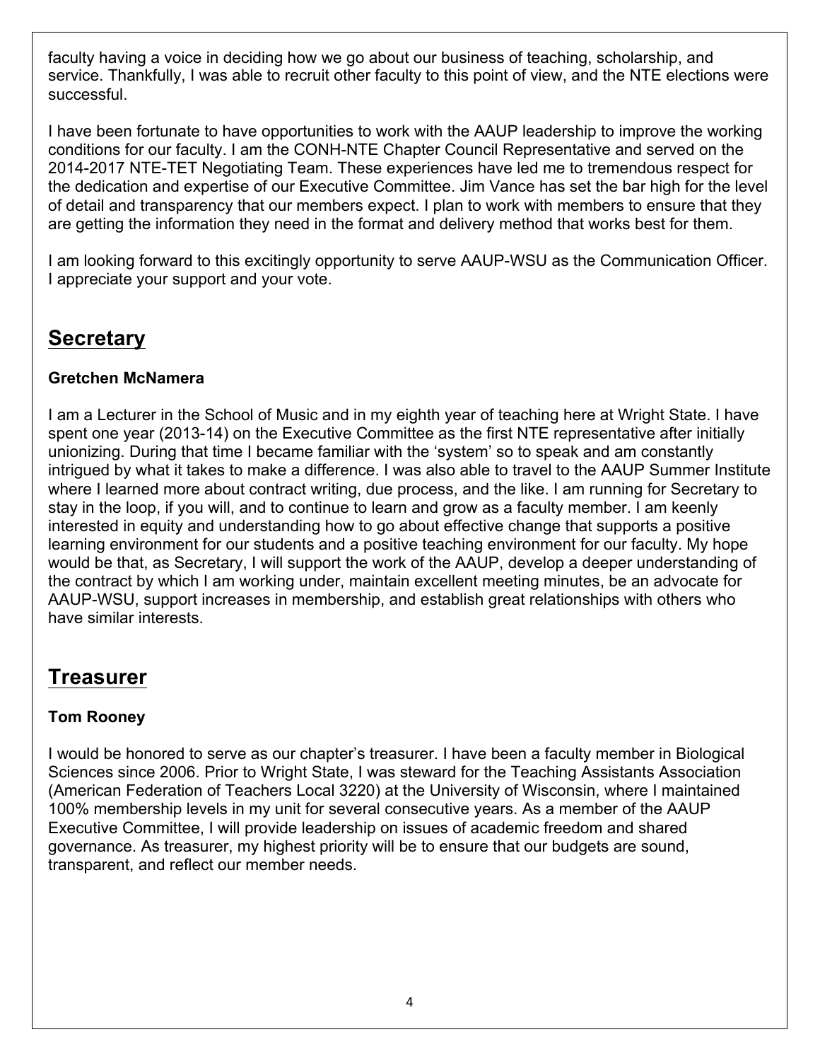faculty having a voice in deciding how we go about our business of teaching, scholarship, and service. Thankfully, I was able to recruit other faculty to this point of view, and the NTE elections were successful.

I have been fortunate to have opportunities to work with the AAUP leadership to improve the working conditions for our faculty. I am the CONH-NTE Chapter Council Representative and served on the 2014-2017 NTE-TET Negotiating Team. These experiences have led me to tremendous respect for the dedication and expertise of our Executive Committee. Jim Vance has set the bar high for the level of detail and transparency that our members expect. I plan to work with members to ensure that they are getting the information they need in the format and delivery method that works best for them.

I am looking forward to this excitingly opportunity to serve AAUP-WSU as the Communication Officer. I appreciate your support and your vote.

## Secretary

### Gretchen McNamera

I am a Lecturer in the School of Music and in my eighth year of teaching here at Wright State. I have spent one year (2013-14) on the Executive Committee as the first NTE representative after initially unionizing. During that time I became familiar with the 'system' so to speak and am constantly intrigued by what it takes to make a difference. I was also able to travel to the AAUP Summer Institute where I learned more about contract writing, due process, and the like. I am running for Secretary to stay in the loop, if you will, and to continue to learn and grow as a faculty member. I am keenly interested in equity and understanding how to go about effective change that supports a positive learning environment for our students and a positive teaching environment for our faculty. My hope would be that, as Secretary, I will support the work of the AAUP, develop a deeper understanding of the contract by which I am working under, maintain excellent meeting minutes, be an advocate for AAUP-WSU, support increases in membership, and establish great relationships with others who have similar interests.

## Treasurer

### Tom Rooney

I would be honored to serve as our chapter's treasurer. I have been a faculty member in Biological Sciences since 2006. Prior to Wright State, I was steward for the Teaching Assistants Association (American Federation of Teachers Local 3220) at the University of Wisconsin, where I maintained 100% membership levels in my unit for several consecutive years. As a member of the AAUP Executive Committee, I will provide leadership on issues of academic freedom and shared governance. As treasurer, my highest priority will be to ensure that our budgets are sound, transparent, and reflect our member needs.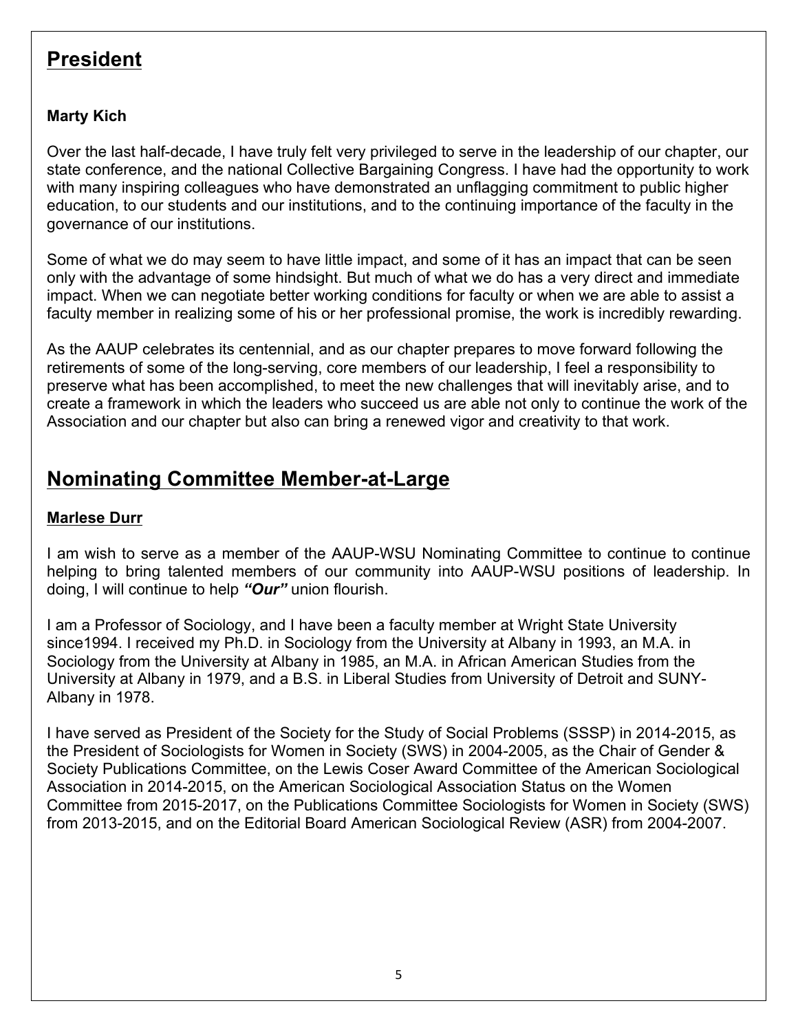## President

**Marty Kich**

Over the last half-decade, I have truly felt very privileged to serve in the leadership of our chapter, our state conference, and the national Collective Bargaining Congress. I have had the opportunity to work with many inspiring colleagues who have demonstrated an unflagging commitment to public higher education, to our students and our institutions, and to the continuing importance of the faculty in the governance of our institutions.

Some of what we do may seem to have little impact, and some of it has an impact that can be seen only with the advantage of some hindsight. But much of what we do has a very direct and immediate impact. When we can negotiate better working conditions for faculty or when we are able to assist a faculty member in realizing some of his or her professional promise, the work is incredibly rewarding.

As the AAUP celebrates its centennial, and as our chapter prepares to move forward following the retirements of some of the long-serving, core members of our leadership, I feel a responsibility to preserve what has been accomplished, to meet the new challenges that will inevitably arise, and to create a framework in which the leaders who succeed us are able not only to continue the work of the Association and our chapter but also can bring a renewed vigor and creativity to that work.

## Nominating Committee Member-at-Large

**Marlese Durr**

I am wish to serve as a member of the AAUP-WSU Nominating Committee to continue to continue helping to bring talented members of our community into AAUP-WSU positions of leadership. In doing, I will continue to help ***"Our"*** union flourish.

I am a Professor of Sociology, and I have been a faculty member at Wright State University since1994. I received my Ph.D. in Sociology from the University at Albany in 1993, an M.A. in Sociology from the University at Albany in 1985, an M.A. in African American Studies from the University at Albany in 1979, and a B.S. in Liberal Studies from University of Detroit and SUNY-Albany in 1978.

I have served as President of the Society for the Study of Social Problems (SSSP) in 2014-2015, as the President of Sociologists for Women in Society (SWS) in 2004-2005, as the Chair of Gender & Society Publications Committee, on the Lewis Coser Award Committee of the American Sociological Association in 2014-2015, on the American Sociological Association Status on the Women Committee from 2015-2017, on the Publications Committee Sociologists for Women in Society (SWS) from 2013-2015, and on the Editorial Board American Sociological Review (ASR) from 2004-2007.